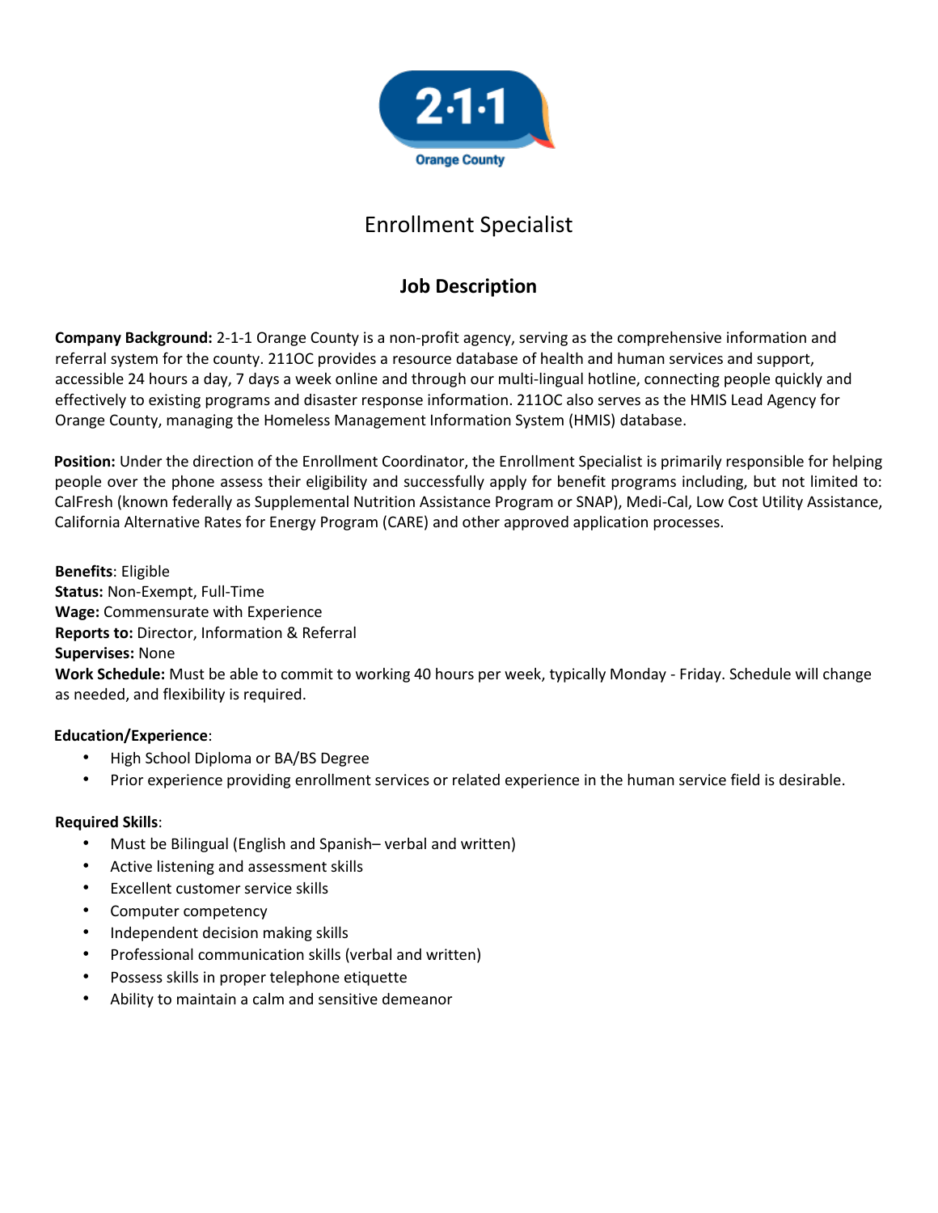2·1·1 Orange County

# Enrollment Specialist

## Job Description

**Company Background:** 2-1-1 Orange County is a non-profit agency, serving as the comprehensive information and referral system for the county. 211OC provides a resource database of health and human services and support, accessible 24 hours a day, 7 days a week online and through our multi-lingual hotline, connecting people quickly and effectively to existing programs and disaster response information. 211OC also serves as the HMIS Lead Agency for Orange County, managing the Homeless Management Information System (HMIS) database.

**Position:** Under the direction of the Enrollment Coordinator, the Enrollment Specialist is primarily responsible for helping people over the phone assess their eligibility and successfully apply for benefit programs including, but not limited to: CalFresh (known federally as Supplemental Nutrition Assistance Program or SNAP), Medi-Cal, Low Cost Utility Assistance, California Alternative Rates for Energy Program (CARE) and other approved application processes.

**Benefits**: Eligible
**Status:** Non-Exempt, Full-Time
**Wage:** Commensurate with Experience
**Reports to:** Director, Information & Referral
**Supervises:** None
**Work Schedule:** Must be able to commit to working 40 hours per week, typically Monday - Friday. Schedule will change as needed, and flexibility is required.

**Education/Experience**:

- High School Diploma or BA/BS Degree
- Prior experience providing enrollment services or related experience in the human service field is desirable.

**Required Skills**:

- Must be Bilingual (English and Spanish– verbal and written)
- Active listening and assessment skills
- Excellent customer service skills
- Computer competency
- Independent decision making skills
- Professional communication skills (verbal and written)
- Possess skills in proper telephone etiquette
- Ability to maintain a calm and sensitive demeanor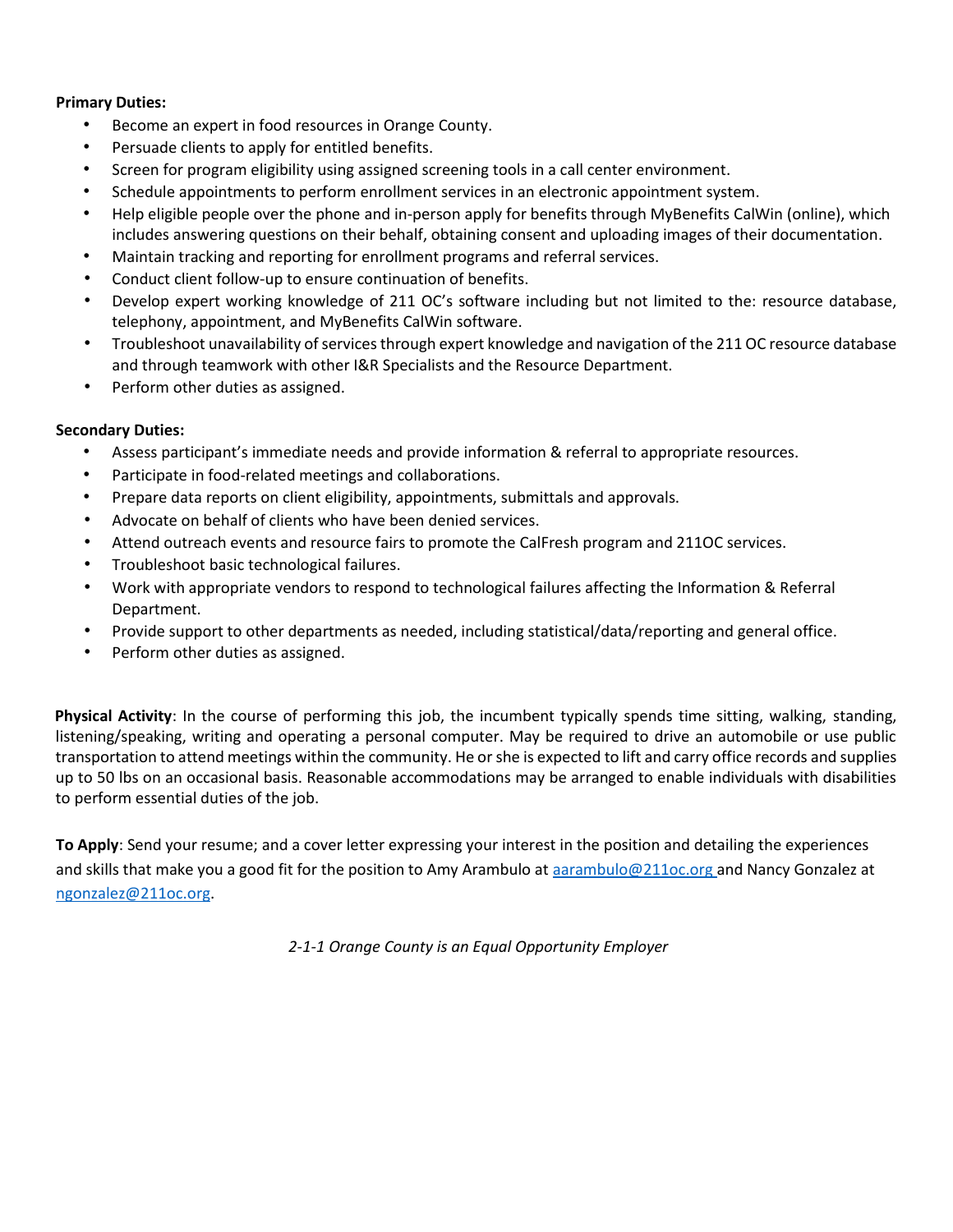**Primary Duties:**

- Become an expert in food resources in Orange County.
- Persuade clients to apply for entitled benefits.
- Screen for program eligibility using assigned screening tools in a call center environment.
- Schedule appointments to perform enrollment services in an electronic appointment system.
- Help eligible people over the phone and in-person apply for benefits through MyBenefits CalWin (online), which includes answering questions on their behalf, obtaining consent and uploading images of their documentation.
- Maintain tracking and reporting for enrollment programs and referral services.
- Conduct client follow-up to ensure continuation of benefits.
- Develop expert working knowledge of 211 OC's software including but not limited to the: resource database, telephony, appointment, and MyBenefits CalWin software.
- Troubleshoot unavailability of services through expert knowledge and navigation of the 211 OC resource database and through teamwork with other I&R Specialists and the Resource Department.
- Perform other duties as assigned.

**Secondary Duties:**

- Assess participant's immediate needs and provide information & referral to appropriate resources.
- Participate in food-related meetings and collaborations.
- Prepare data reports on client eligibility, appointments, submittals and approvals.
- Advocate on behalf of clients who have been denied services.
- Attend outreach events and resource fairs to promote the CalFresh program and 211OC services.
- Troubleshoot basic technological failures.
- Work with appropriate vendors to respond to technological failures affecting the Information & Referral Department.
- Provide support to other departments as needed, including statistical/data/reporting and general office.
- Perform other duties as assigned.

**Physical Activity**: In the course of performing this job, the incumbent typically spends time sitting, walking, standing, listening/speaking, writing and operating a personal computer. May be required to drive an automobile or use public transportation to attend meetings within the community. He or she is expected to lift and carry office records and supplies up to 50 lbs on an occasional basis. Reasonable accommodations may be arranged to enable individuals with disabilities to perform essential duties of the job.

**To Apply**: Send your resume; and a cover letter expressing your interest in the position and detailing the experiences and skills that make you a good fit for the position to Amy Arambulo at aarambulo@211oc.org and Nancy Gonzalez at ngonzalez@211oc.org.

*2-1-1 Orange County is an Equal Opportunity Employer*